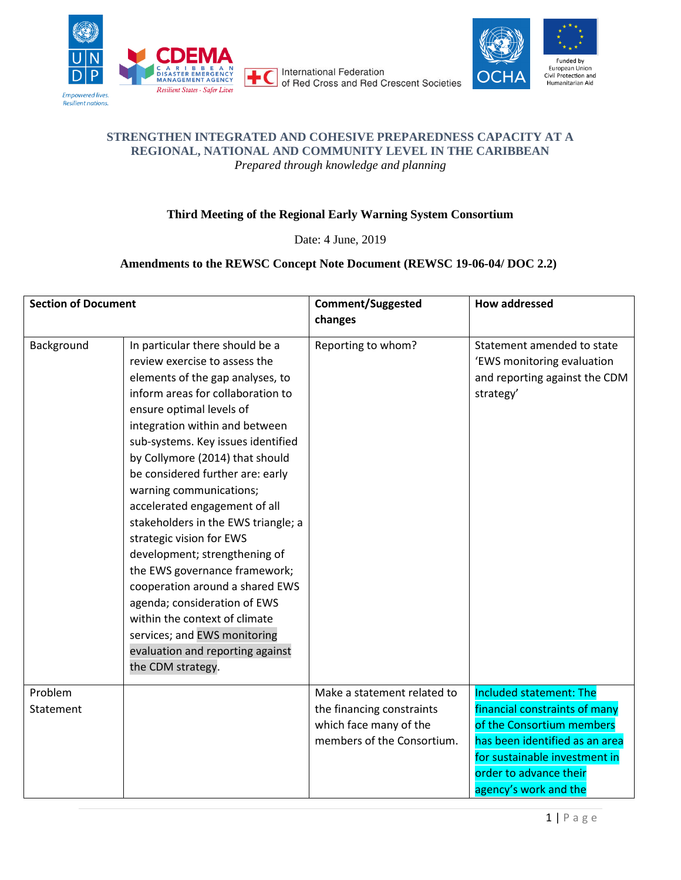**STRENGTHEN INTEGRATED AND COHESIVE PREPAREDNESS CAPACITY AT A REGIONAL, NATIONAL AND COMMUNITY LEVEL IN THE CARIBBEAN**

*Prepared through knowledge and planning*

## Third Meeting of the Regional Early Warning System Consortium

Date: 4 June, 2019

### Amendments to the REWSC Concept Note Document (REWSC 19-06-04/ DOC 2.2)

| Section of Document | | Comment/Suggested changes | How addressed |
|---|---|---|---|
| Background | In particular there should be a review exercise to assess the elements of the gap analyses, to inform areas for collaboration to ensure optimal levels of integration within and between sub-systems. Key issues identified by Collymore (2014) that should be considered further are: early warning communications; accelerated engagement of all stakeholders in the EWS triangle; a strategic vision for EWS development; strengthening of the EWS governance framework; cooperation around a shared EWS agenda; consideration of EWS within the context of climate services; and EWS monitoring evaluation and reporting against the CDM strategy. | Reporting to whom? | Statement amended to state 'EWS monitoring evaluation and reporting against the CDM strategy' |
| Problem Statement | | Make a statement related to the financing constraints which face many of the members of the Consortium. | Included statement: The financial constraints of many of the Consortium members has been identified as an area for sustainable investment in order to advance their agency's work and the |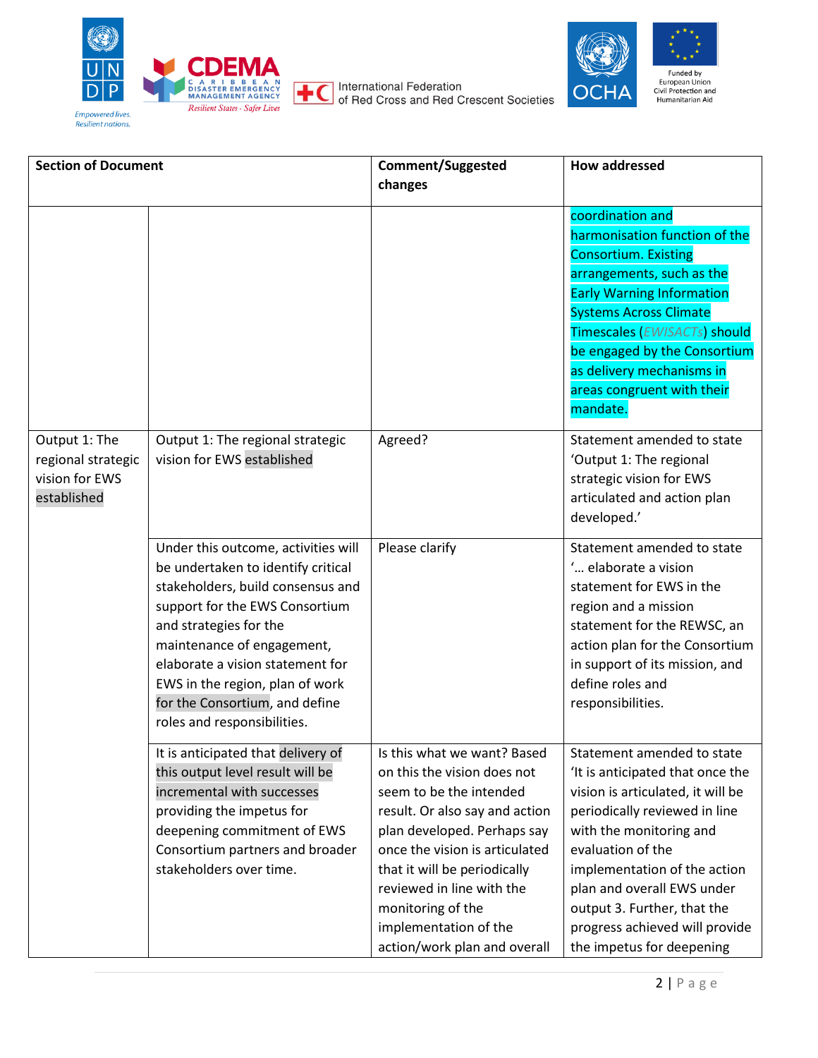| Section of Document | | Comment/Suggested changes | How addressed |
|---|---|---|---|
| | | | coordination and harmonisation function of the Consortium. Existing arrangements, such as the Early Warning Information Systems Across Climate Timescales (*EWISACTs*) should be engaged by the Consortium as delivery mechanisms in areas congruent with their mandate. |
| Output 1: The regional strategic vision for EWS established | Output 1: The regional strategic vision for EWS established | Agreed? | Statement amended to state 'Output 1: The regional strategic vision for EWS articulated and action plan developed.' |
| | Under this outcome, activities will be undertaken to identify critical stakeholders, build consensus and support for the EWS Consortium and strategies for the maintenance of engagement, elaborate a vision statement for EWS in the region, plan of work for the Consortium, and define roles and responsibilities. | Please clarify | Statement amended to state '… elaborate a vision statement for EWS in the region and a mission statement for the REWSC, an action plan for the Consortium in support of its mission, and define roles and responsibilities. |
| | It is anticipated that delivery of this output level result will be incremental with successes providing the impetus for deepening commitment of EWS Consortium partners and broader stakeholders over time. | Is this what we want? Based on this the vision does not seem to be the intended result. Or also say and action plan developed. Perhaps say once the vision is articulated that it will be periodically reviewed in line with the monitoring of the implementation of the action/work plan and overall | Statement amended to state 'It is anticipated that once the vision is articulated, it will be periodically reviewed in line with the monitoring and evaluation of the implementation of the action plan and overall EWS under output 3. Further, that the progress achieved will provide the impetus for deepening |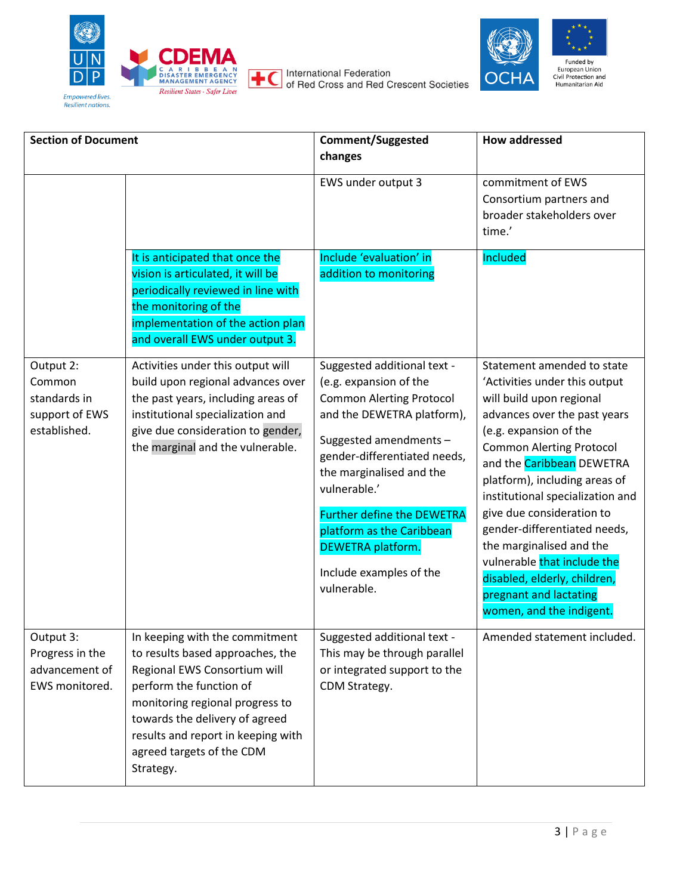| Section of Document | | Comment/Suggested changes | How addressed |
|---|---|---|---|
| | | EWS under output 3 | commitment of EWS Consortium partners and broader stakeholders over time.' |
| | It is anticipated that once the vision is articulated, it will be periodically reviewed in line with the monitoring of the implementation of the action plan and overall EWS under output 3. | Include 'evaluation' in addition to monitoring | Included |
| Output 2: Common standards in support of EWS established. | Activities under this output will build upon regional advances over the past years, including areas of institutional specialization and give due consideration to gender, the marginal and the vulnerable. | Suggested additional text - (e.g. expansion of the Common Alerting Protocol and the DEWETRA platform), <br><br> Suggested amendments – gender-differentiated needs, the marginalised and the vulnerable.' <br><br> Further define the DEWETRA platform as the Caribbean DEWETRA platform. <br><br> Include examples of the vulnerable. | Statement amended to state 'Activities under this output will build upon regional advances over the past years (e.g. expansion of the Common Alerting Protocol and the Caribbean DEWETRA platform), including areas of institutional specialization and give due consideration to gender-differentiated needs, the marginalised and the vulnerable that include the disabled, elderly, children, pregnant and lactating women, and the indigent. |
| Output 3: Progress in the advancement of EWS monitored. | In keeping with the commitment to results based approaches, the Regional EWS Consortium will perform the function of monitoring regional progress to towards the delivery of agreed results and report in keeping with agreed targets of the CDM Strategy. | Suggested additional text - This may be through parallel or integrated support to the CDM Strategy. | Amended statement included. |